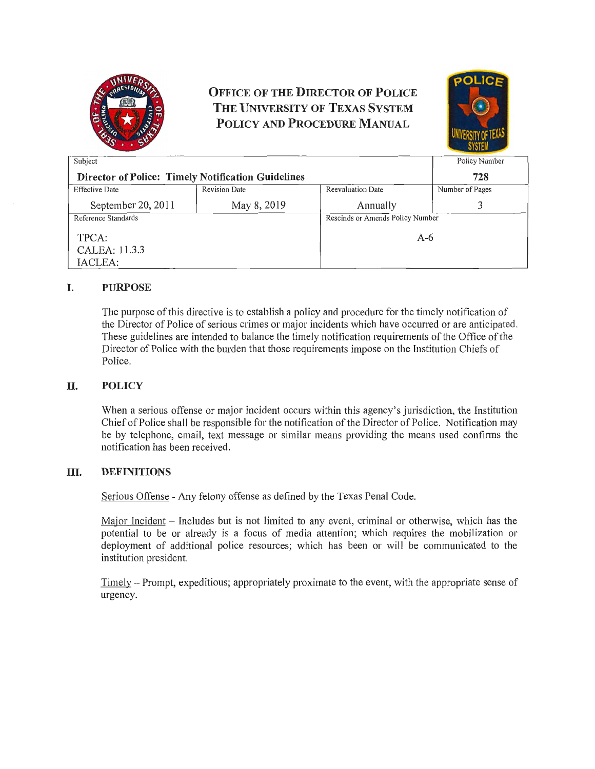# OFFICE OF THE DIRECTOR OF POLICE
# THE UNIVERSITY OF TEXAS SYSTEM
# POLICY AND PROCEDURE MANUAL

| Subject | | | Policy Number |
|---|---|---|---|
| **Director of Police: Timely Notification Guidelines** | | | **728** |
| Effective Date | Revision Date | Reevaluation Date | Number of Pages |
| September 20, 2011 | May 8, 2019 | Annually | 3 |
| Reference Standards | | Rescinds or Amends Policy Number | |
| TPCA:<br>CALEA: 11.3.3<br>IACLEA: | | A-6 | |

## I. PURPOSE

The purpose of this directive is to establish a policy and procedure for the timely notification of the Director of Police of serious crimes or major incidents which have occurred or are anticipated. These guidelines are intended to balance the timely notification requirements of the Office of the Director of Police with the burden that those requirements impose on the Institution Chiefs of Police.

## II. POLICY

When a serious offense or major incident occurs within this agency's jurisdiction, the Institution Chief of Police shall be responsible for the notification of the Director of Police. Notification may be by telephone, email, text message or similar means providing the means used confirms the notification has been received.

## III. DEFINITIONS

Serious Offense - Any felony offense as defined by the Texas Penal Code.

Major Incident – Includes but is not limited to any event, criminal or otherwise, which has the potential to be or already is a focus of media attention; which requires the mobilization or deployment of additional police resources; which has been or will be communicated to the institution president.

Timely – Prompt, expeditious; appropriately proximate to the event, with the appropriate sense of urgency.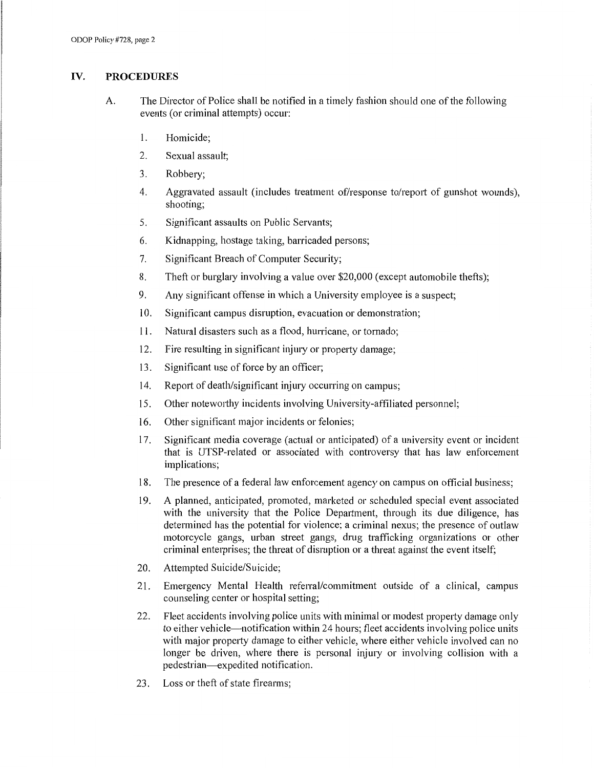## IV. PROCEDURES

A. The Director of Police shall be notified in a timely fashion should one of the following events (or criminal attempts) occur:

1. Homicide;
2. Sexual assault;
3. Robbery;
4. Aggravated assault (includes treatment of/response to/report of gunshot wounds), shooting;
5. Significant assaults on Public Servants;
6. Kidnapping, hostage taking, barricaded persons;
7. Significant Breach of Computer Security;
8. Theft or burglary involving a value over $20,000 (except automobile thefts);
9. Any significant offense in which a University employee is a suspect;
10. Significant campus disruption, evacuation or demonstration;
11. Natural disasters such as a flood, hurricane, or tornado;
12. Fire resulting in significant injury or property damage;
13. Significant use of force by an officer;
14. Report of death/significant injury occurring on campus;
15. Other noteworthy incidents involving University-affiliated personnel;
16. Other significant major incidents or felonies;
17. Significant media coverage (actual or anticipated) of a university event or incident that is UTSP-related or associated with controversy that has law enforcement implications;
18. The presence of a federal law enforcement agency on campus on official business;
19. A planned, anticipated, promoted, marketed or scheduled special event associated with the university that the Police Department, through its due diligence, has determined has the potential for violence; a criminal nexus; the presence of outlaw motorcycle gangs, urban street gangs, drug trafficking organizations or other criminal enterprises; the threat of disruption or a threat against the event itself;
20. Attempted Suicide/Suicide;
21. Emergency Mental Health referral/commitment outside of a clinical, campus counseling center or hospital setting;
22. Fleet accidents involving police units with minimal or modest property damage only to either vehicle—notification within 24 hours; fleet accidents involving police units with major property damage to either vehicle, where either vehicle involved can no longer be driven, where there is personal injury or involving collision with a pedestrian—expedited notification.
23. Loss or theft of state firearms;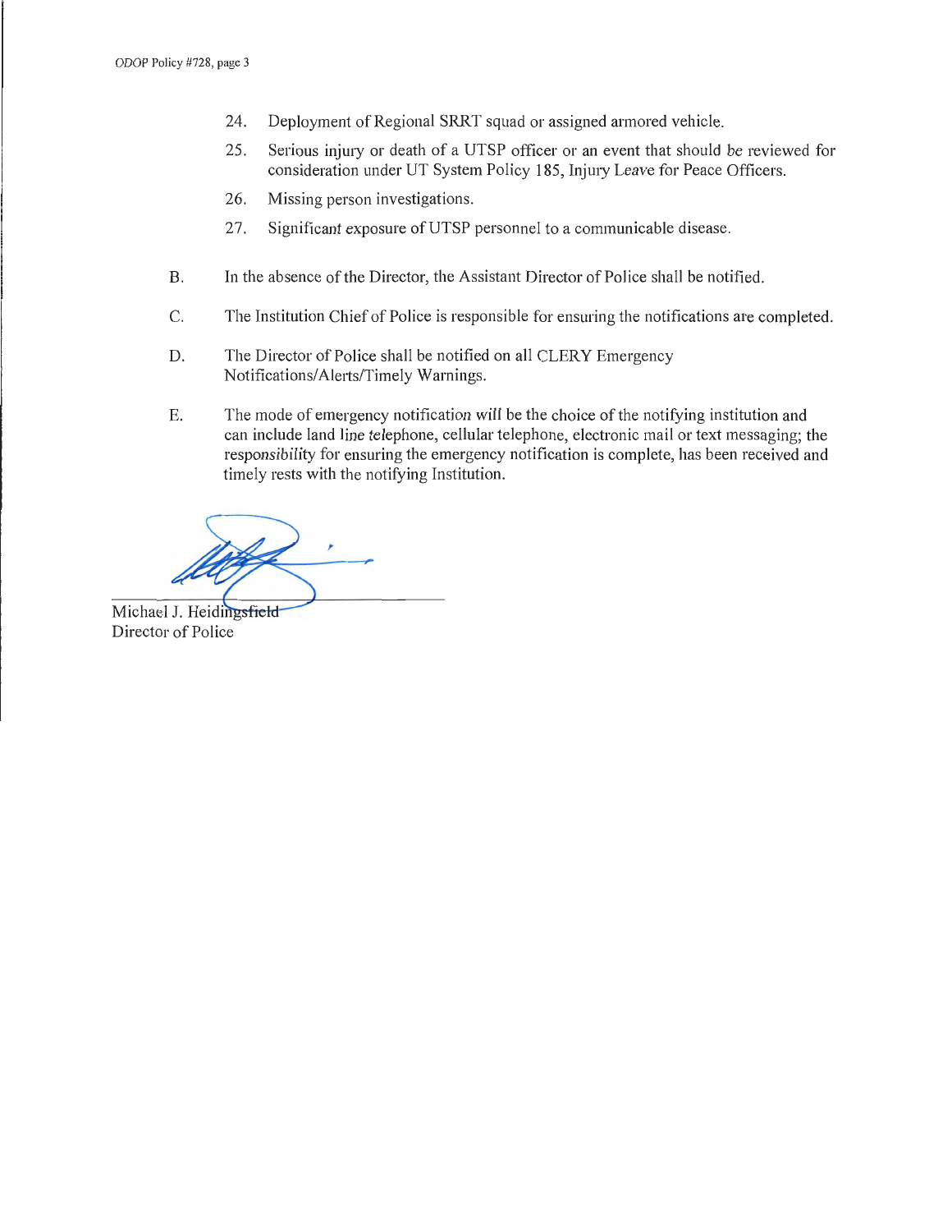24. Deployment of Regional SRRT squad or assigned armored vehicle.
25. Serious injury or death of a UTSP officer or an event that should be reviewed for consideration under UT System Policy 185, Injury Leave for Peace Officers.
26. Missing person investigations.
27. Significant exposure of UTSP personnel to a communicable disease.

B. In the absence of the Director, the Assistant Director of Police shall be notified.

C. The Institution Chief of Police is responsible for ensuring the notifications are completed.

D. The Director of Police shall be notified on all CLERY Emergency Notifications/Alerts/Timely Warnings.

E. The mode of emergency notification will be the choice of the notifying institution and can include land line telephone, cellular telephone, electronic mail or text messaging; the responsibility for ensuring the emergency notification is complete, has been received and timely rests with the notifying Institution.

Michael J. Heidingsfield
Director of Police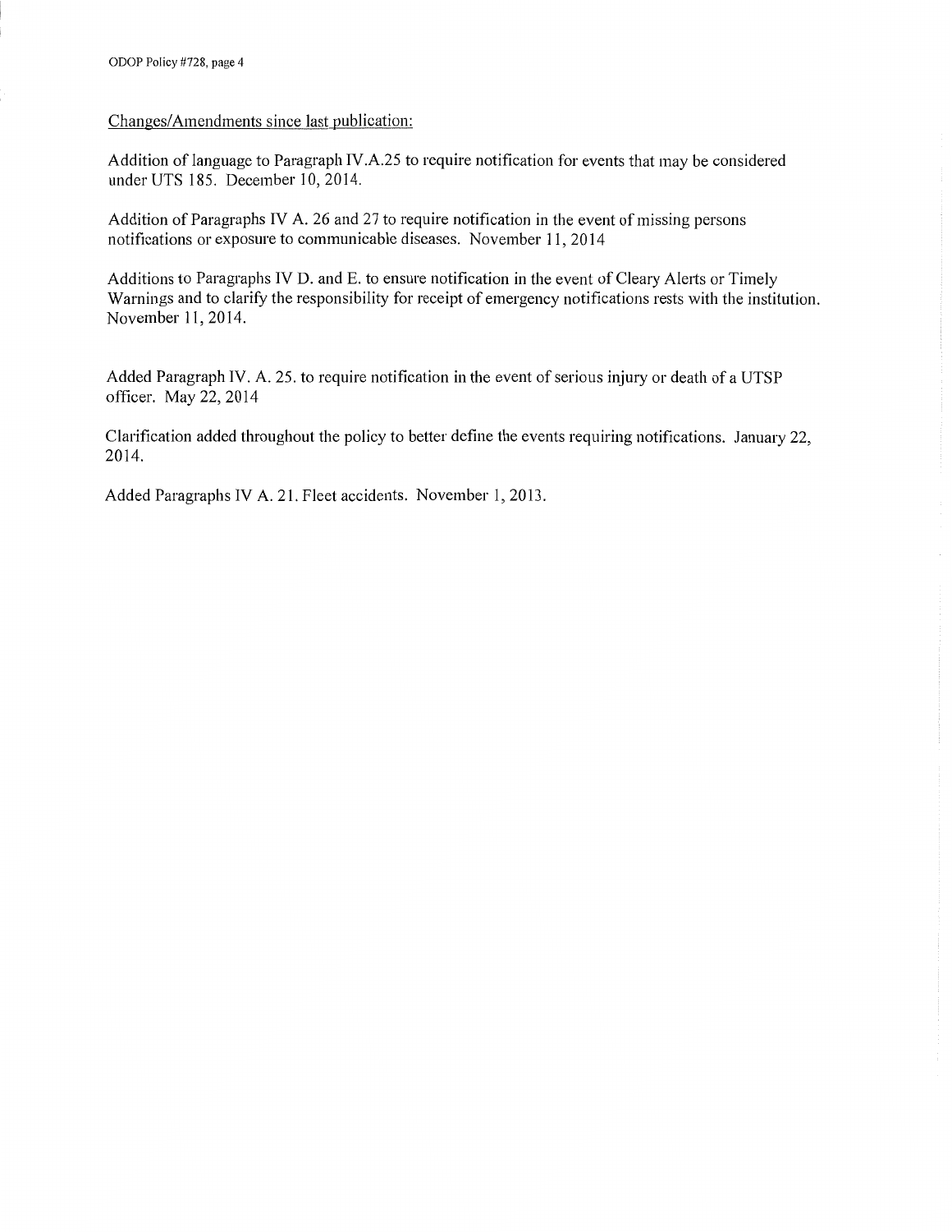Changes/Amendments since last publication:

Addition of language to Paragraph IV.A.25 to require notification for events that may be considered under UTS 185. December 10, 2014.

Addition of Paragraphs IV A. 26 and 27 to require notification in the event of missing persons notifications or exposure to communicable diseases. November 11, 2014

Additions to Paragraphs IV D. and E. to ensure notification in the event of Cleary Alerts or Timely Warnings and to clarify the responsibility for receipt of emergency notifications rests with the institution. November 11, 2014.

Added Paragraph IV. A. 25. to require notification in the event of serious injury or death of a UTSP officer. May 22, 2014

Clarification added throughout the policy to better define the events requiring notifications. January 22, 2014.

Added Paragraphs IV A. 21. Fleet accidents. November 1, 2013.